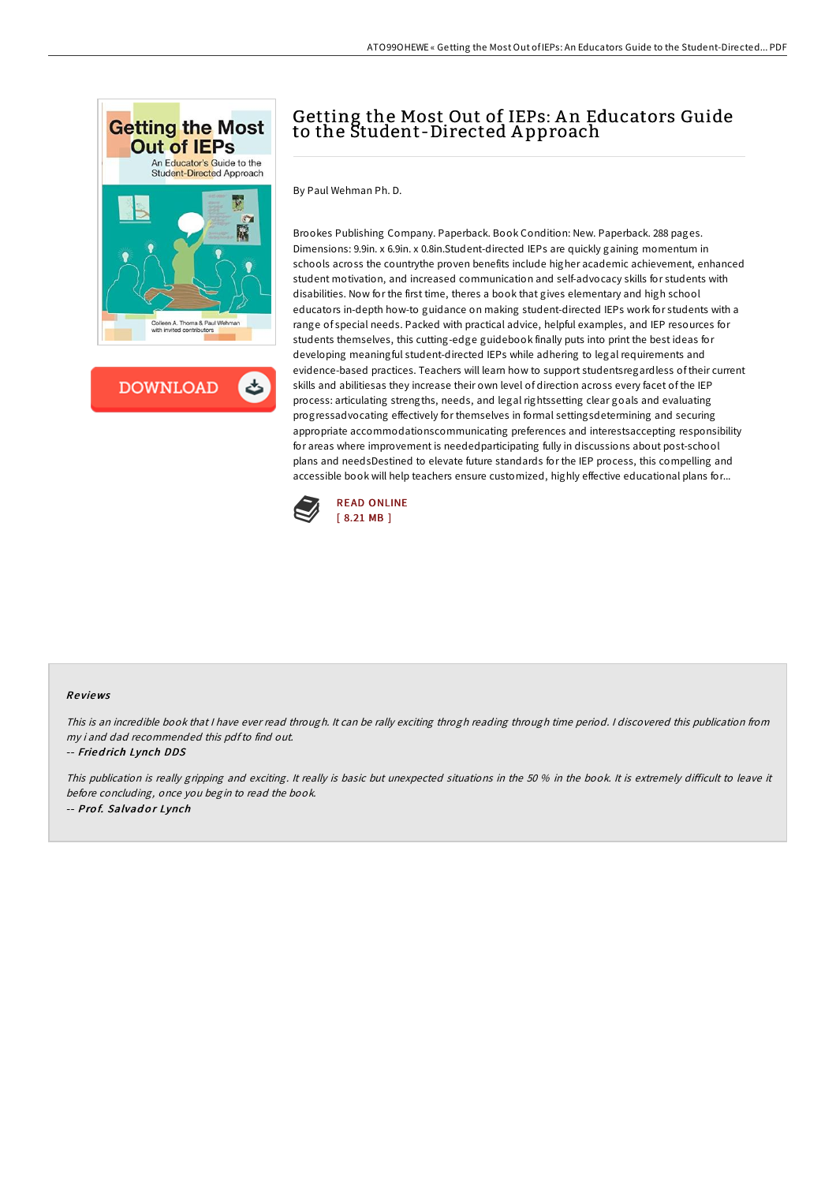# Getting the Most Out of IEPs: An Educators Guide to the Student-Directed Approach

By Paul Wehman Ph. D.

Brookes Publishing Company. Paperback. Book Condition: New. Paperback. 288 pages. Dimensions: 9.9in. x 6.9in. x 0.8in.Student-directed IEPs are quickly gaining momentum in schools across the countrythe proven benefits include higher academic achievement, enhanced student motivation, and increased communication and self-advocacy skills for students with disabilities. Now for the first time, theres a book that gives elementary and high school educators in-depth how-to guidance on making student-directed IEPs work for students with a range of special needs. Packed with practical advice, helpful examples, and IEP resources for students themselves, this cutting-edge guidebook finally puts into print the best ideas for developing meaningful student-directed IEPs while adhering to legal requirements and evidence-based practices. Teachers will learn how to support studentsregardless of their current skills and abilitiesas they increase their own level of direction across every facet of the IEP process: articulating strengths, needs, and legal rightssetting clear goals and evaluating progressadvocating effectively for themselves in formal settingsdetermining and securing appropriate accommodationscommunicating preferences and interestsaccepting responsibility for areas where improvement is neededparticipating fully in discussions about post-school plans and needsDestined to elevate future standards for the IEP process, this compelling and accessible book will help teachers ensure customized, highly effective educational plans for...

READ ONLINE
[ 8.21 MB ]

### Reviews

*This is an incredible book that I have ever read through. It can be rally exciting throgh reading through time period. I discovered this publication from my i and dad recommended this pdf to find out.*

-- *Friedrich Lynch DDS*

*This publication is really gripping and exciting. It really is basic but unexpected situations in the 50 % in the book. It is extremely difficult to leave it before concluding, once you begin to read the book.*

-- *Prof. Salvador Lynch*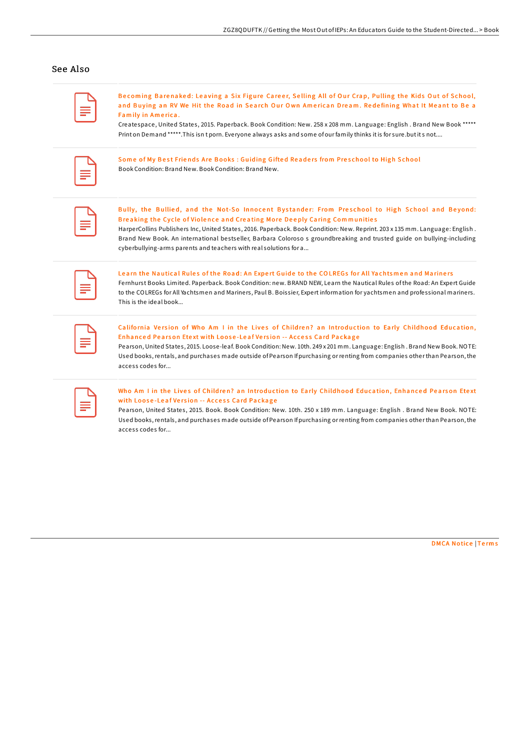## See Also

**Becoming Barenaked: Leaving a Six Figure Career, Selling All of Our Crap, Pulling the Kids Out of School, and Buying an RV We Hit the Road in Search Our Own American Dream. Redefining What It Meant to Be a Family in America.**

Createspace, United States, 2015. Paperback. Book Condition: New. 258 x 208 mm. Language: English . Brand New Book ***** Print on Demand *****.This isn t porn. Everyone always asks and some of our family thinks it is for sure.but it s not....

**Some of My Best Friends Are Books : Guiding Gifted Readers from Preschool to High School**

Book Condition: Brand New. Book Condition: Brand New.

**Bully, the Bullied, and the Not-So Innocent Bystander: From Preschool to High School and Beyond: Breaking the Cycle of Violence and Creating More Deeply Caring Communities**

HarperCollins Publishers Inc, United States, 2016. Paperback. Book Condition: New. Reprint. 203 x 135 mm. Language: English . Brand New Book. An international bestseller, Barbara Coloroso s groundbreaking and trusted guide on bullying-including cyberbullying-arms parents and teachers with real solutions for a...

**Learn the Nautical Rules of the Road: An Expert Guide to the COLREGs for All Yachtsmen and Mariners**

Fernhurst Books Limited. Paperback. Book Condition: new. BRAND NEW, Learn the Nautical Rules of the Road: An Expert Guide to the COLREGs for All Yachtsmen and Mariners, Paul B. Boissier, Expert information for yachtsmen and professional mariners. This is the ideal book...

**California Version of Who Am I in the Lives of Children? an Introduction to Early Childhood Education, Enhanced Pearson Etext with Loose-Leaf Version -- Access Card Package**

Pearson, United States, 2015. Loose-leaf. Book Condition: New. 10th. 249 x 201 mm. Language: English . Brand New Book. NOTE: Used books, rentals, and purchases made outside of Pearson If purchasing or renting from companies other than Pearson, the access codes for...

**Who Am I in the Lives of Children? an Introduction to Early Childhood Education, Enhanced Pearson Etext with Loose-Leaf Version -- Access Card Package**

Pearson, United States, 2015. Book. Book Condition: New. 10th. 250 x 189 mm. Language: English . Brand New Book. NOTE: Used books, rentals, and purchases made outside of Pearson If purchasing or renting from companies other than Pearson, the access codes for...